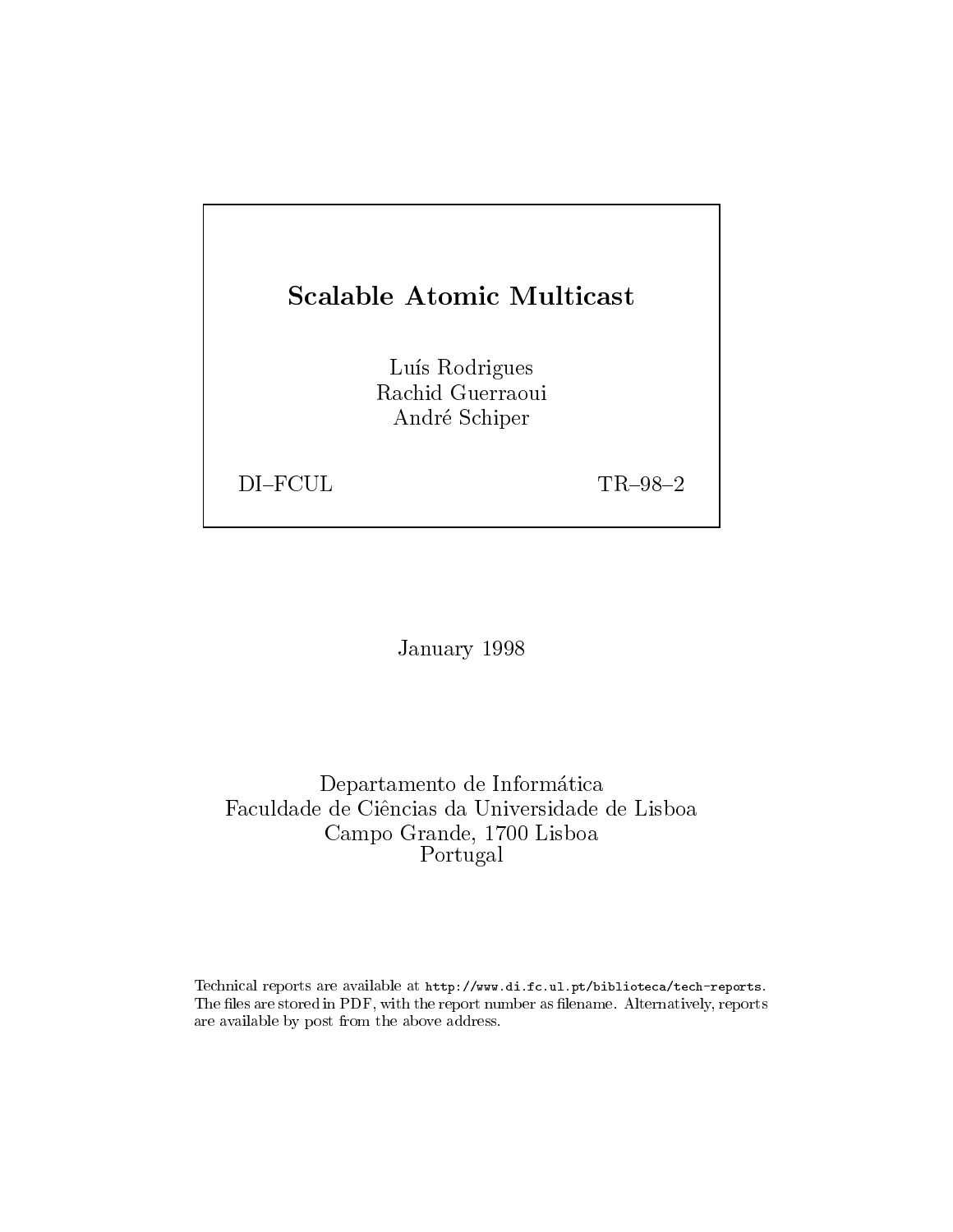# Scalable Atomic Multicast

Luís Rodrigues
Rachid Guerraoui
André Schiper

DI–FCUL TR–98–2

January 1998

Departamento de Informática
Faculdade de Ciências da Universidade de Lisboa
Campo Grande, 1700 Lisboa
Portugal

Technical reports are available at http://www.di.fc.ul.pt/biblioteca/tech-reports. The files are stored in PDF, with the report number as filename. Alternatively, reports are available by post from the above address.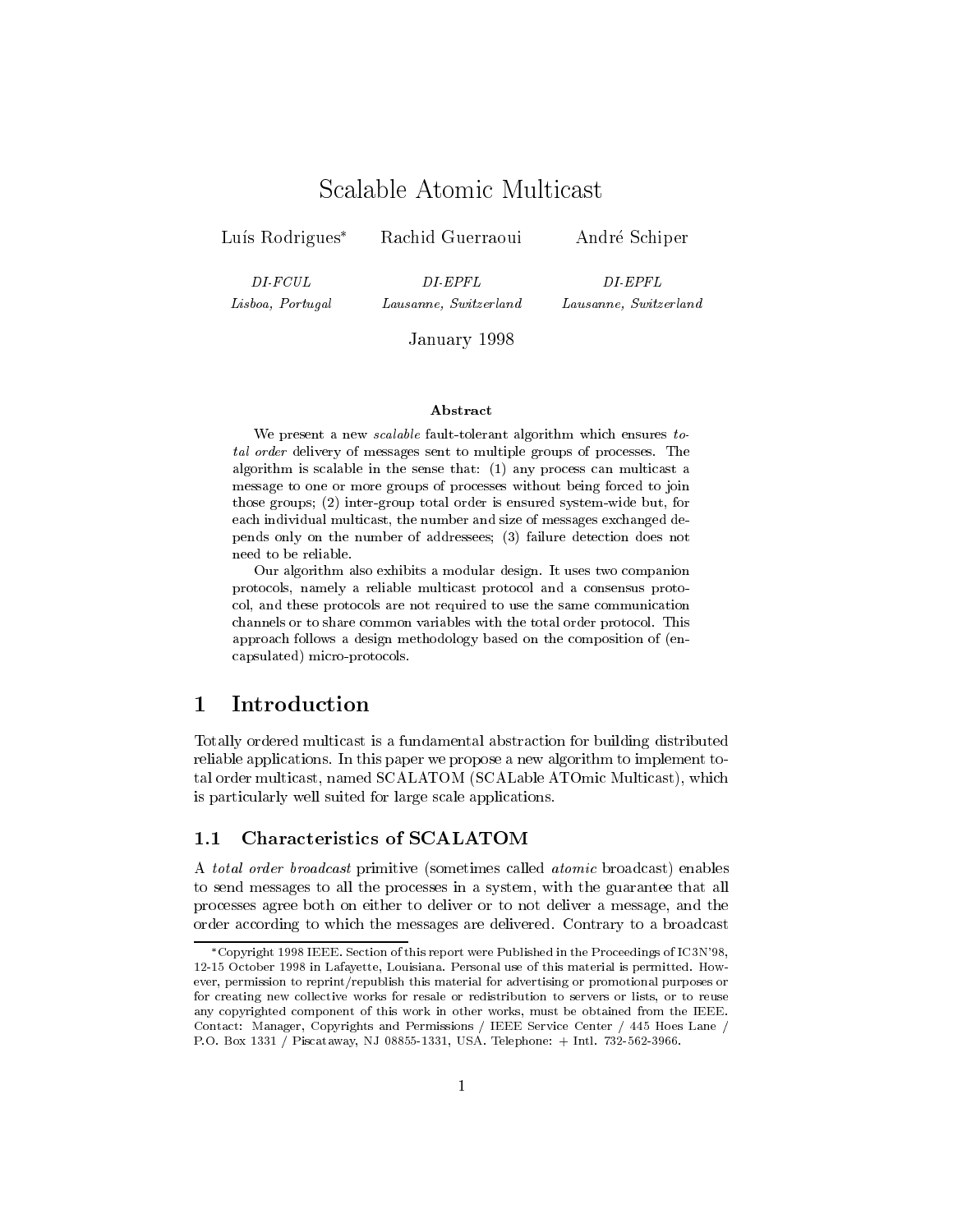# Scalable Atomic Multicast

Luís Rodrigues[*] Rachid Guerraoui André Schiper

*DI-FCUL*
*Lisboa, Portugal*

*DI-EPFL*
*Lausanne, Switzerland*

*DI-EPFL*
*Lausanne, Switzerland*

January 1998

### Abstract

We present a new *scalable* fault-tolerant algorithm which ensures *total order* delivery of messages sent to multiple groups of processes. The algorithm is scalable in the sense that: (1) any process can multicast a message to one or more groups of processes without being forced to join those groups; (2) inter-group total order is ensured system-wide but, for each individual multicast, the number and size of messages exchanged depends only on the number of addressees; (3) failure detection does not need to be reliable.

Our algorithm also exhibits a modular design. It uses two companion protocols, namely a reliable multicast protocol and a consensus protocol, and these protocols are not required to use the same communication channels or to share common variables with the total order protocol. This approach follows a design methodology based on the composition of (encapsulated) micro-protocols.

## 1 Introduction

Totally ordered multicast is a fundamental abstraction for building distributed reliable applications. In this paper we propose a new algorithm to implement total order multicast, named SCALATOM (SCALable ATOmic Multicast), which is particularly well suited for large scale applications.

### 1.1 Characteristics of SCALATOM

A *total order broadcast* primitive (sometimes called *atomic* broadcast) enables to send messages to all the processes in a system, with the guarantee that all processes agree both on either to deliver or to not deliver a message, and the order according to which the messages are delivered. Contrary to a broadcast

---

[*] Copyright 1998 IEEE. Section of this report were Published in the Proceedings of IC3N'98, 12-15 October 1998 in Lafayette, Louisiana. Personal use of this material is permitted. However, permission to reprint/republish this material for advertising or promotional purposes or for creating new collective works for resale or redistribution to servers or lists, or to reuse any copyrighted component of this work in other works, must be obtained from the IEEE. Contact: Manager, Copyrights and Permissions / IEEE Service Center / 445 Hoes Lane / P.O. Box 1331 / Piscataway, NJ 08855-1331, USA. Telephone: + Intl. 732-562-3966.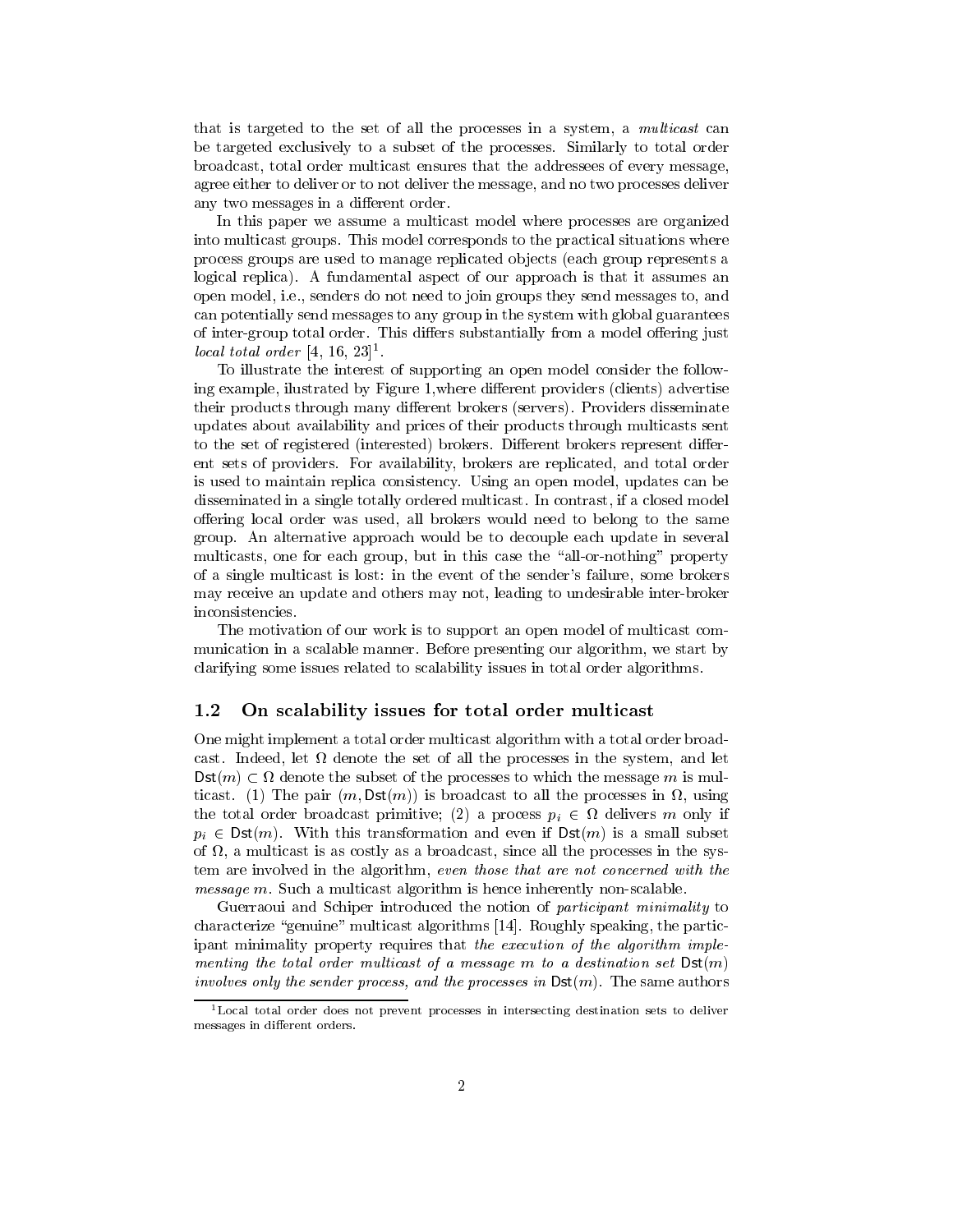that is targeted to the set of all the processes in a system, a *multicast* can be targeted exclusively to a subset of the processes. Similarly to total order broadcast, total order multicast ensures that the addressees of every message, agree either to deliver or to not deliver the message, and no two processes deliver any two messages in a different order.

In this paper we assume a multicast model where processes are organized into multicast groups. This model corresponds to the practical situations where process groups are used to manage replicated objects (each group represents a logical replica). A fundamental aspect of our approach is that it assumes an open model, i.e., senders do not need to join groups they send messages to, and can potentially send messages to any group in the system with global guarantees of inter-group total order. This differs substantially from a model offering just *local total order* [4, 16, 23][1].

To illustrate the interest of supporting an open model consider the following example, illustrated by Figure 1,where different providers (clients) advertise their products through many different brokers (servers). Providers disseminate updates about availability and prices of their products through multicasts sent to the set of registered (interested) brokers. Different brokers represent different sets of providers. For availability, brokers are replicated, and total order is used to maintain replica consistency. Using an open model, updates can be disseminated in a single totally ordered multicast. In contrast, if a closed model offering local order was used, all brokers would need to belong to the same group. An alternative approach would be to decouple each update in several multicasts, one for each group, but in this case the "all-or-nothing" property of a single multicast is lost: in the event of the sender's failure, some brokers may receive an update and others may not, leading to undesirable inter-broker inconsistencies.

The motivation of our work is to support an open model of multicast communication in a scalable manner. Before presenting our algorithm, we start by clarifying some issues related to scalability issues in total order algorithms.

## 1.2 On scalability issues for total order multicast

One might implement a total order multicast algorithm with a total order broadcast. Indeed, let $\Omega$ denote the set of all the processes in the system, and let $\mathsf{Dst}(m) \subset \Omega$ denote the subset of the processes to which the message $m$ is multicast. (1) The pair $(m, \mathsf{Dst}(m))$ is broadcast to all the processes in $\Omega$, using the total order broadcast primitive; (2) a process $p_i \in \Omega$ delivers $m$ only if $p_i \in \mathsf{Dst}(m)$. With this transformation and even if $\mathsf{Dst}(m)$ is a small subset of $\Omega$, a multicast is as costly as a broadcast, since all the processes in the system are involved in the algorithm, *even those that are not concerned with the message $m$*. Such a multicast algorithm is hence inherently non-scalable.

Guerraoui and Schiper introduced the notion of *participant minimality* to characterize "genuine" multicast algorithms [14]. Roughly speaking, the participant minimality property requires that *the execution of the algorithm implementing the total order multicast of a message $m$ to a destination set $\mathsf{Dst}(m)$ involves only the sender process, and the processes in $\mathsf{Dst}(m)$.* The same authors

[1] Local total order does not prevent processes in intersecting destination sets to deliver messages in different orders.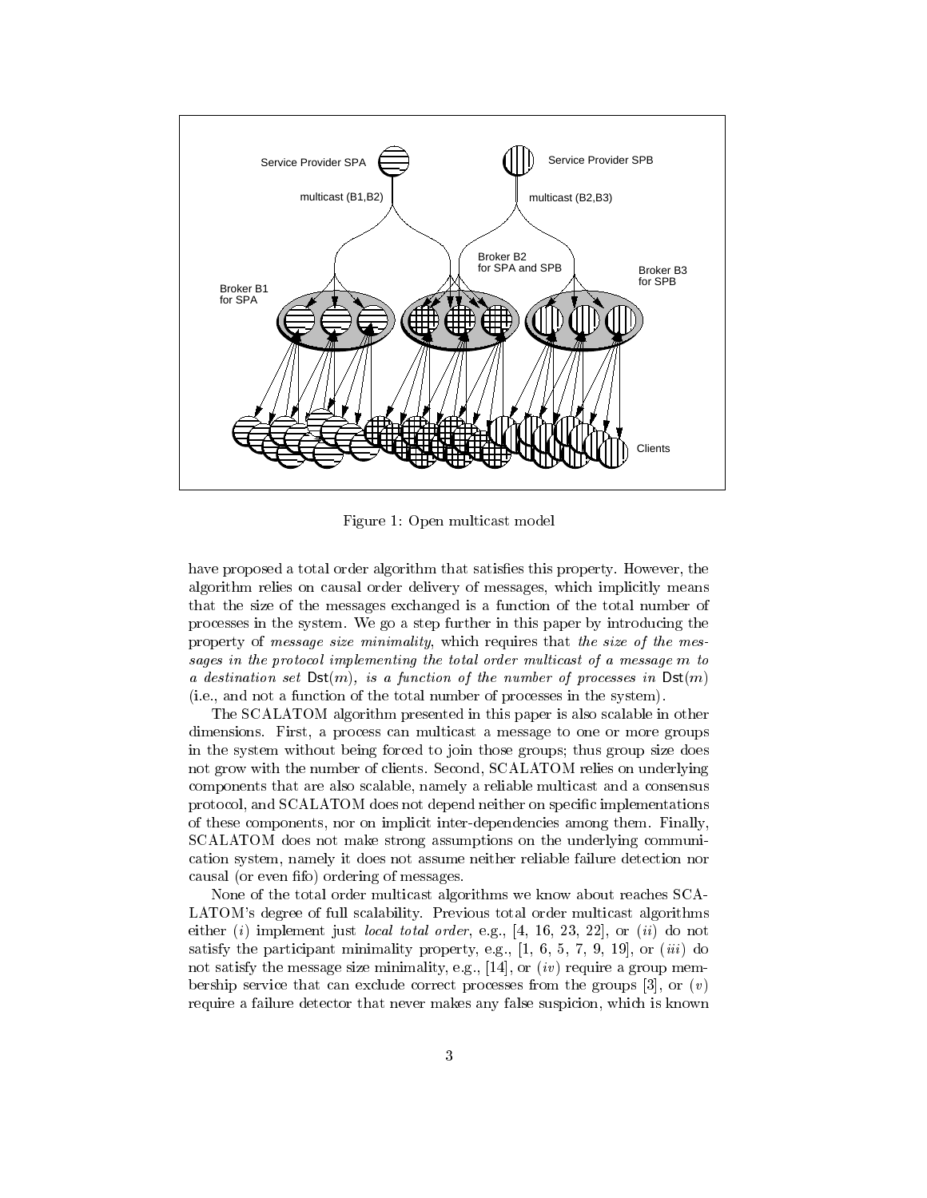Figure 1: Open multicast model

have proposed a total order algorithm that satisfies this property. However, the algorithm relies on causal order delivery of messages, which implicitly means that the size of the messages exchanged is a function of the total number of processes in the system. We go a step further in this paper by introducing the property of *message size minimality*, which requires that *the size of the messages in the protocol implementing the total order multicast of a message m to a destination set* $\mathsf{Dst}(m)$*, is a function of the number of processes in* $\mathsf{Dst}(m)$ (i.e., and not a function of the total number of processes in the system).

The SCALATOM algorithm presented in this paper is also scalable in other dimensions. First, a process can multicast a message to one or more groups in the system without being forced to join those groups; thus group size does not grow with the number of clients. Second, SCALATOM relies on underlying components that are also scalable, namely a reliable multicast and a consensus protocol, and SCALATOM does not depend neither on specific implementations of these components, nor on implicit inter-dependencies among them. Finally, SCALATOM does not make strong assumptions on the underlying communication system, namely it does not assume neither reliable failure detection nor causal (or even fifo) ordering of messages.

None of the total order multicast algorithms we know about reaches SCALATOM's degree of full scalability. Previous total order multicast algorithms either (*i*) implement just *local total order*, e.g., [4, 16, 23, 22], or (*ii*) do not satisfy the participant minimality property, e.g., [1, 6, 5, 7, 9, 19], or (*iii*) do not satisfy the message size minimality, e.g., [14], or (*iv*) require a group membership service that can exclude correct processes from the groups [3], or (*v*) require a failure detector that never makes any false suspicion, which is known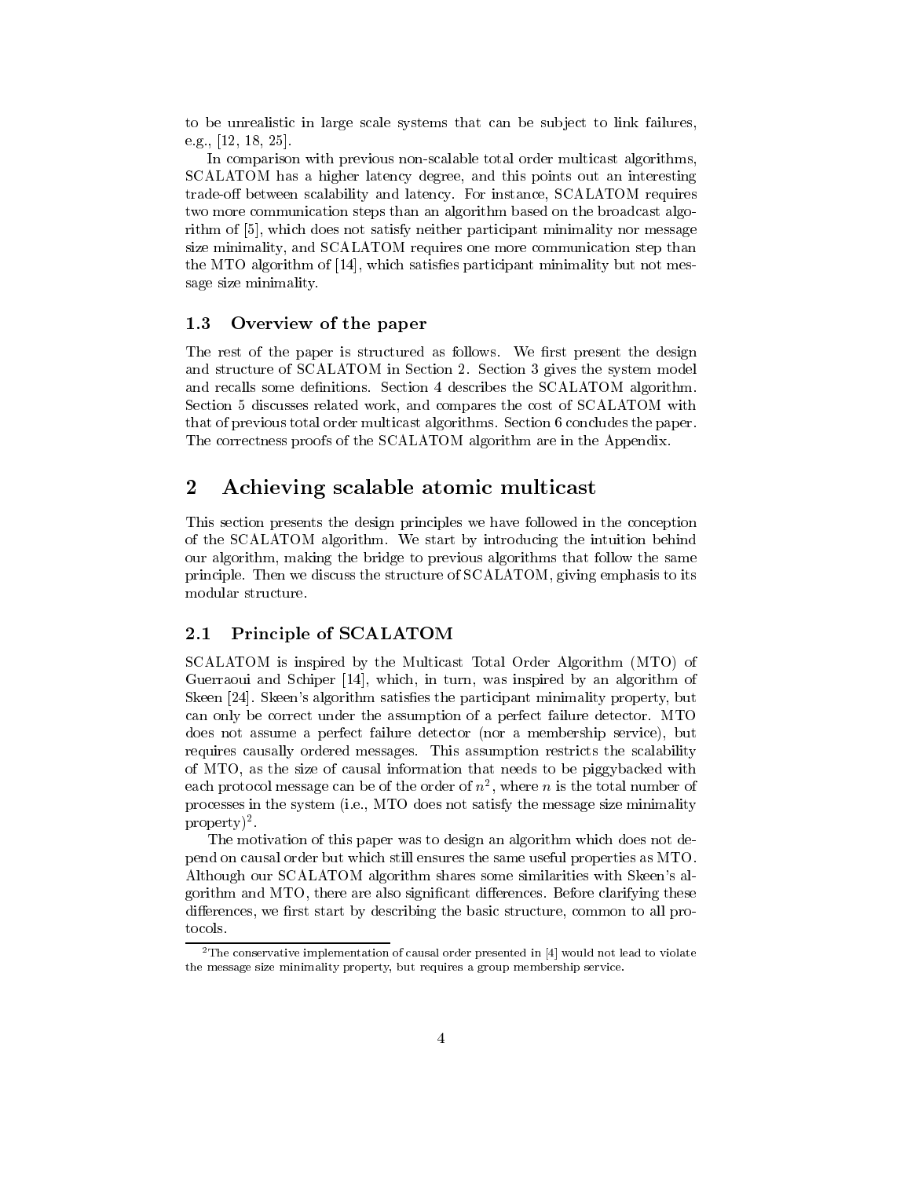to be unrealistic in large scale systems that can be subject to link failures, e.g., [12, 18, 25].

In comparison with previous non-scalable total order multicast algorithms, SCALATOM has a higher latency degree, and this points out an interesting trade-off between scalability and latency. For instance, SCALATOM requires two more communication steps than an algorithm based on the broadcast algorithm of [5], which does not satisfy neither participant minimality nor message size minimality, and SCALATOM requires one more communication step than the MTO algorithm of [14], which satisfies participant minimality but not message size minimality.

### 1.3 Overview of the paper

The rest of the paper is structured as follows. We first present the design and structure of SCALATOM in Section 2. Section 3 gives the system model and recalls some definitions. Section 4 describes the SCALATOM algorithm. Section 5 discusses related work, and compares the cost of SCALATOM with that of previous total order multicast algorithms. Section 6 concludes the paper. The correctness proofs of the SCALATOM algorithm are in the Appendix.

## 2 Achieving scalable atomic multicast

This section presents the design principles we have followed in the conception of the SCALATOM algorithm. We start by introducing the intuition behind our algorithm, making the bridge to previous algorithms that follow the same principle. Then we discuss the structure of SCALATOM, giving emphasis to its modular structure.

### 2.1 Principle of SCALATOM

SCALATOM is inspired by the Multicast Total Order Algorithm (MTO) of Guerraoui and Schiper [14], which, in turn, was inspired by an algorithm of Skeen [24]. Skeen's algorithm satisfies the participant minimality property, but can only be correct under the assumption of a perfect failure detector. MTO does not assume a perfect failure detector (nor a membership service), but requires causally ordered messages. This assumption restricts the scalability of MTO, as the size of causal information that needs to be piggybacked with each protocol message can be of the order of $n^2$, where $n$ is the total number of processes in the system (i.e., MTO does not satisfy the message size minimality property)[2].

The motivation of this paper was to design an algorithm which does not depend on causal order but which still ensures the same useful properties as MTO. Although our SCALATOM algorithm shares some similarities with Skeen's algorithm and MTO, there are also significant differences. Before clarifying these differences, we first start by describing the basic structure, common to all protocols.

[2] The conservative implementation of causal order presented in [4] would not lead to violate the message size minimality property, but requires a group membership service.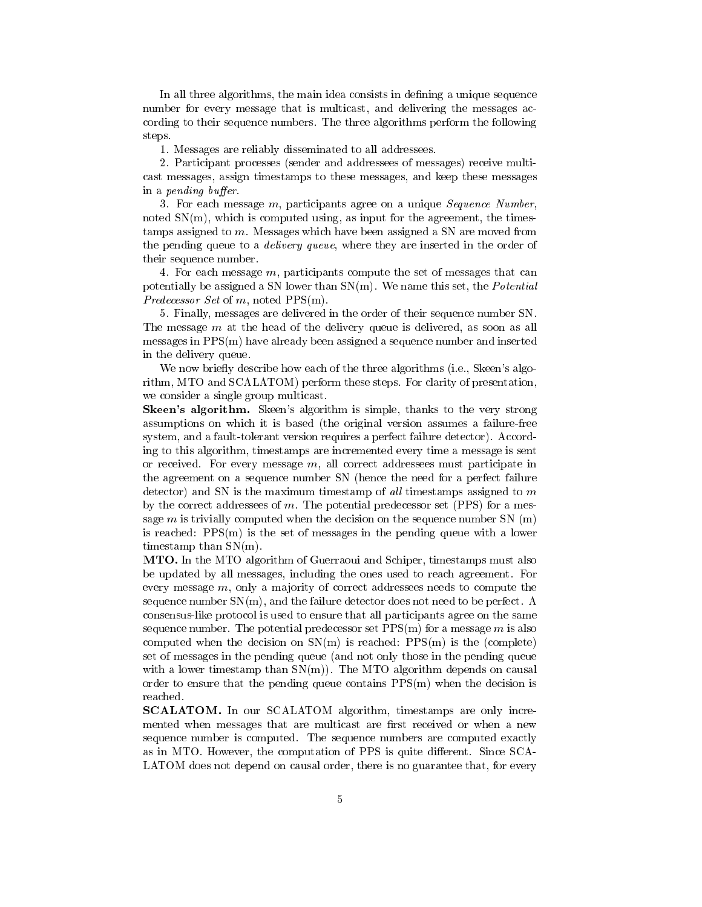In all three algorithms, the main idea consists in defining a unique sequence number for every message that is multicast, and delivering the messages according to their sequence numbers. The three algorithms perform the following steps.

1. Messages are reliably disseminated to all addressees.

2. Participant processes (sender and addressees of messages) receive multicast messages, assign timestamps to these messages, and keep these messages in a *pending buffer*.

3. For each message $m$, participants agree on a unique *Sequence Number*, noted SN(m), which is computed using, as input for the agreement, the timestamps assigned to $m$. Messages which have been assigned a SN are moved from the pending queue to a *delivery queue*, where they are inserted in the order of their sequence number.

4. For each message $m$, participants compute the set of messages that can potentially be assigned a SN lower than SN(m). We name this set, the *Potential Predecessor Set* of $m$, noted PPS(m).

5. Finally, messages are delivered in the order of their sequence number SN. The message $m$ at the head of the delivery queue is delivered, as soon as all messages in PPS(m) have already been assigned a sequence number and inserted in the delivery queue.

We now briefly describe how each of the three algorithms (i.e., Skeen's algorithm, MTO and SCALATOM) perform these steps. For clarity of presentation, we consider a single group multicast.

**Skeen's algorithm.** Skeen's algorithm is simple, thanks to the very strong assumptions on which it is based (the original version assumes a failure-free system, and a fault-tolerant version requires a perfect failure detector). According to this algorithm, timestamps are incremented every time a message is sent or received. For every message $m$, all correct addressees must participate in the agreement on a sequence number SN (hence the need for a perfect failure detector) and SN is the maximum timestamp of *all* timestamps assigned to $m$ by the correct addressees of $m$. The potential predecessor set (PPS) for a message $m$ is trivially computed when the decision on the sequence number SN (m) is reached: PPS(m) is the set of messages in the pending queue with a lower timestamp than SN(m).

**MTO.** In the MTO algorithm of Guerraoui and Schiper, timestamps must also be updated by all messages, including the ones used to reach agreement. For every message $m$, only a majority of correct addressees needs to compute the sequence number SN(m), and the failure detector does not need to be perfect. A consensus-like protocol is used to ensure that all participants agree on the same sequence number. The potential predecessor set PPS(m) for a message $m$ is also computed when the decision on SN(m) is reached: PPS(m) is the (complete) set of messages in the pending queue (and not only those in the pending queue with a lower timestamp than SN(m)). The MTO algorithm depends on causal order to ensure that the pending queue contains PPS(m) when the decision is reached.

**SCALATOM.** In our SCALATOM algorithm, timestamps are only incremented when messages that are multicast are first received or when a new sequence number is computed. The sequence numbers are computed exactly as in MTO. However, the computation of PPS is quite different. Since SCALATOM does not depend on causal order, there is no guarantee that, for every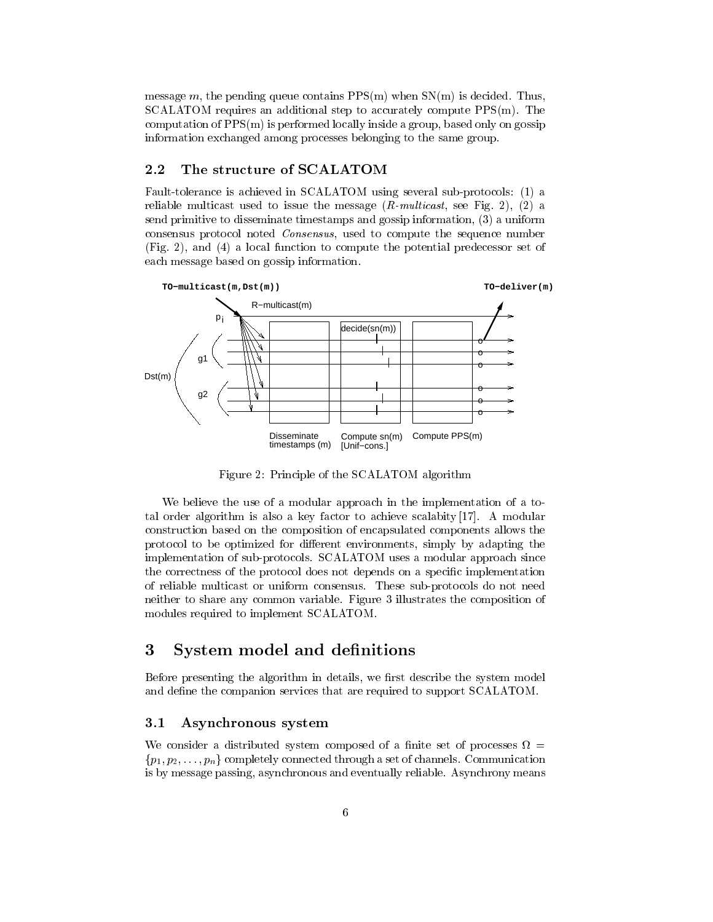message $m$, the pending queue contains PPS(m) when SN(m) is decided. Thus, SCALATOM requires an additional step to accurately compute PPS(m). The computation of PPS(m) is performed locally inside a group, based only on gossip information exchanged among processes belonging to the same group.

### 2.2 The structure of SCALATOM

Fault-tolerance is achieved in SCALATOM using several sub-protocols: (1) a reliable multicast used to issue the message (*R-multicast*, see Fig. 2), (2) a send primitive to disseminate timestamps and gossip information, (3) a uniform consensus protocol noted *Consensus*, used to compute the sequence number (Fig. 2), and (4) a local function to compute the potential predecessor set of each message based on gossip information.

Figure 2: Principle of the SCALATOM algorithm

We believe the use of a modular approach in the implementation of a total order algorithm is also a key factor to achieve scalabity [17]. A modular construction based on the composition of encapsulated components allows the protocol to be optimized for different environments, simply by adapting the implementation of sub-protocols. SCALATOM uses a modular approach since the correctness of the protocol does not depends on a specific implementation of reliable multicast or uniform consensus. These sub-protocols do not need neither to share any common variable. Figure 3 illustrates the composition of modules required to implement SCALATOM.

## 3 System model and definitions

Before presenting the algorithm in details, we first describe the system model and define the companion services that are required to support SCALATOM.

### 3.1 Asynchronous system

We consider a distributed system composed of a finite set of processes $\Omega = \{p_1, p_2, \ldots, p_n\}$ completely connected through a set of channels. Communication is by message passing, asynchronous and eventually reliable. Asynchrony means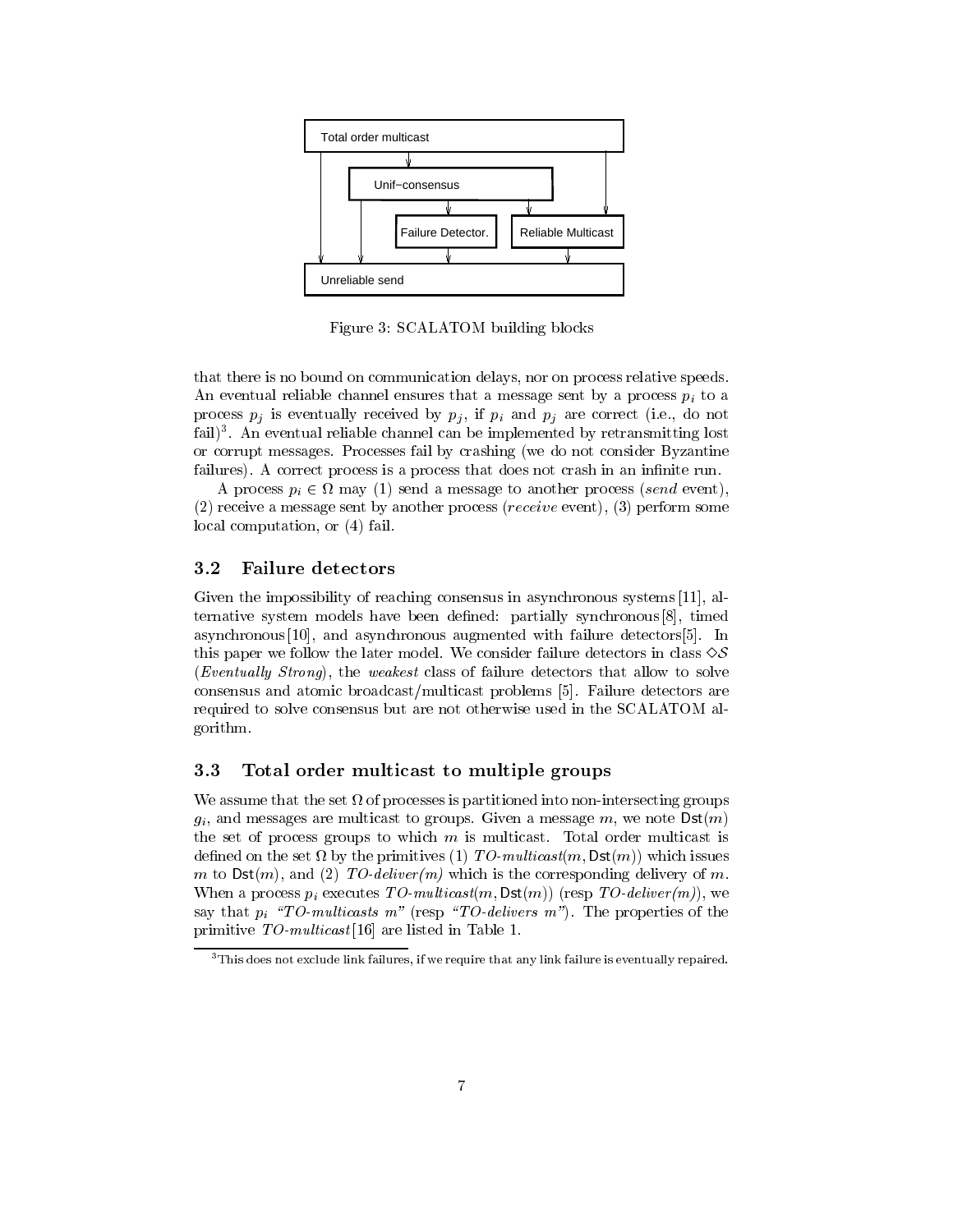Figure 3: SCALATOM building blocks

that there is no bound on communication delays, nor on process relative speeds. An eventual reliable channel ensures that a message sent by a process $p_i$ to a process $p_j$ is eventually received by $p_j$, if $p_i$ and $p_j$ are correct (i.e., do not fail)[3]. An eventual reliable channel can be implemented by retransmitting lost or corrupt messages. Processes fail by crashing (we do not consider Byzantine failures). A correct process is a process that does not crash in an infinite run.

A process $p_i \in \Omega$ may (1) send a message to another process (*send* event), (2) receive a message sent by another process (*receive* event), (3) perform some local computation, or (4) fail.

### 3.2 Failure detectors

Given the impossibility of reaching consensus in asynchronous systems [11], alternative system models have been defined: partially synchronous [8], timed asynchronous [10], and asynchronous augmented with failure detectors [5]. In this paper we follow the later model. We consider failure detectors in class $\diamond\mathcal{S}$ (*Eventually Strong*), the *weakest* class of failure detectors that allow to solve consensus and atomic broadcast/multicast problems [5]. Failure detectors are required to solve consensus but are not otherwise used in the SCALATOM algorithm.

### 3.3 Total order multicast to multiple groups

We assume that the set $\Omega$ of processes is partitioned into non-intersecting groups $g_i$, and messages are multicast to groups. Given a message $m$, we note $\mathsf{Dst}(m)$ the set of process groups to which $m$ is multicast. Total order multicast is defined on the set $\Omega$ by the primitives (1) $TO\text{-}multicast(m, \mathsf{Dst}(m))$ which issues $m$ to $\mathsf{Dst}(m)$, and (2) *TO-deliver(m)* which is the corresponding delivery of $m$. When a process $p_i$ executes $TO\text{-}multicast(m, \mathsf{Dst}(m))$ (resp *TO-deliver(m)*), we say that $p_i$ *"TO-multicasts m"* (resp *"TO-delivers m"*). The properties of the primitive *TO-multicast* [16] are listed in Table 1.

[3] This does not exclude link failures, if we require that any link failure is eventually repaired.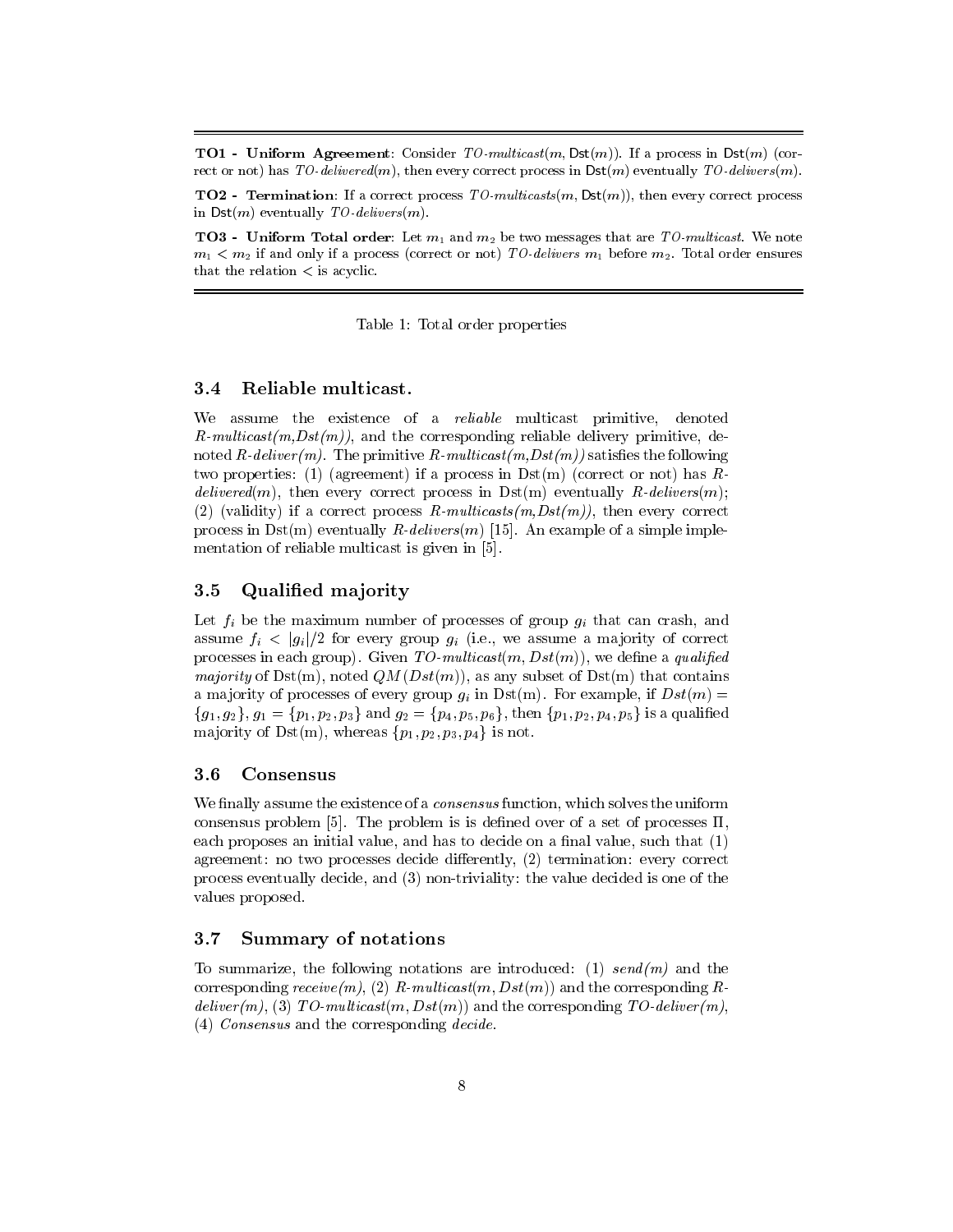**TO1 - Uniform Agreement**: Consider *TO-multicast*$(m, \mathsf{Dst}(m))$. If a process in $\mathsf{Dst}(m)$ (correct or not) has *TO-delivered*$(m)$, then every correct process in $\mathsf{Dst}(m)$ eventually *TO-delivers*$(m)$.

**TO2 - Termination**: If a correct process *TO-multicasts*$(m, \mathsf{Dst}(m))$, then every correct process in $\mathsf{Dst}(m)$ eventually *TO-delivers*$(m)$.

**TO3 - Uniform Total order**: Let $m_1$ and $m_2$ be two messages that are *TO-multicast*. We note $m_1 < m_2$ if and only if a process (correct or not) *TO-delivers* $m_1$ before $m_2$. Total order ensures that the relation $<$ is acyclic.

Table 1: Total order properties

### 3.4 Reliable multicast.

We assume the existence of a *reliable* multicast primitive, denoted *R-multicast(m,Dst(m))*, and the corresponding reliable delivery primitive, denoted *R-deliver(m)*. The primitive *R-multicast(m,Dst(m))* satisfies the following two properties: (1) (agreement) if a process in Dst(m) (correct or not) has *R-delivered*$(m)$, then every correct process in Dst(m) eventually *R-delivers*$(m)$; (2) (validity) if a correct process *R-multicasts(m,Dst(m))*, then every correct process in Dst(m) eventually *R-delivers*$(m)$ [15]. An example of a simple implementation of reliable multicast is given in [5].

### 3.5 Qualified majority

Let $f_i$ be the maximum number of processes of group $g_i$ that can crash, and assume $f_i < |g_i|/2$ for every group $g_i$ (i.e., we assume a majority of correct processes in each group). Given *TO-multicast*$(m, Dst(m))$, we define a *qualified majority* of Dst(m), noted $QM(Dst(m))$, as any subset of Dst(m) that contains a majority of processes of every group $g_i$ in Dst(m). For example, if $Dst(m) = \{g_1, g_2\}$, $g_1 = \{p_1, p_2, p_3\}$ and $g_2 = \{p_4, p_5, p_6\}$, then $\{p_1, p_2, p_4, p_5\}$ is a qualified majority of Dst(m), whereas $\{p_1, p_2, p_3, p_4\}$ is not.

### 3.6 Consensus

We finally assume the existence of a *consensus* function, which solves the uniform consensus problem [5]. The problem is is defined over of a set of processes $\Pi$, each proposes an initial value, and has to decide on a final value, such that (1) agreement: no two processes decide differently, (2) termination: every correct process eventually decide, and (3) non-triviality: the value decided is one of the values proposed.

### 3.7 Summary of notations

To summarize, the following notations are introduced: (1) *send(m)* and the corresponding *receive(m)*, (2) *R-multicast*$(m, Dst(m))$ and the corresponding *R-deliver(m)*, (3) *TO-multicast*$(m, Dst(m))$ and the corresponding *TO-deliver(m)*, (4) *Consensus* and the corresponding *decide*.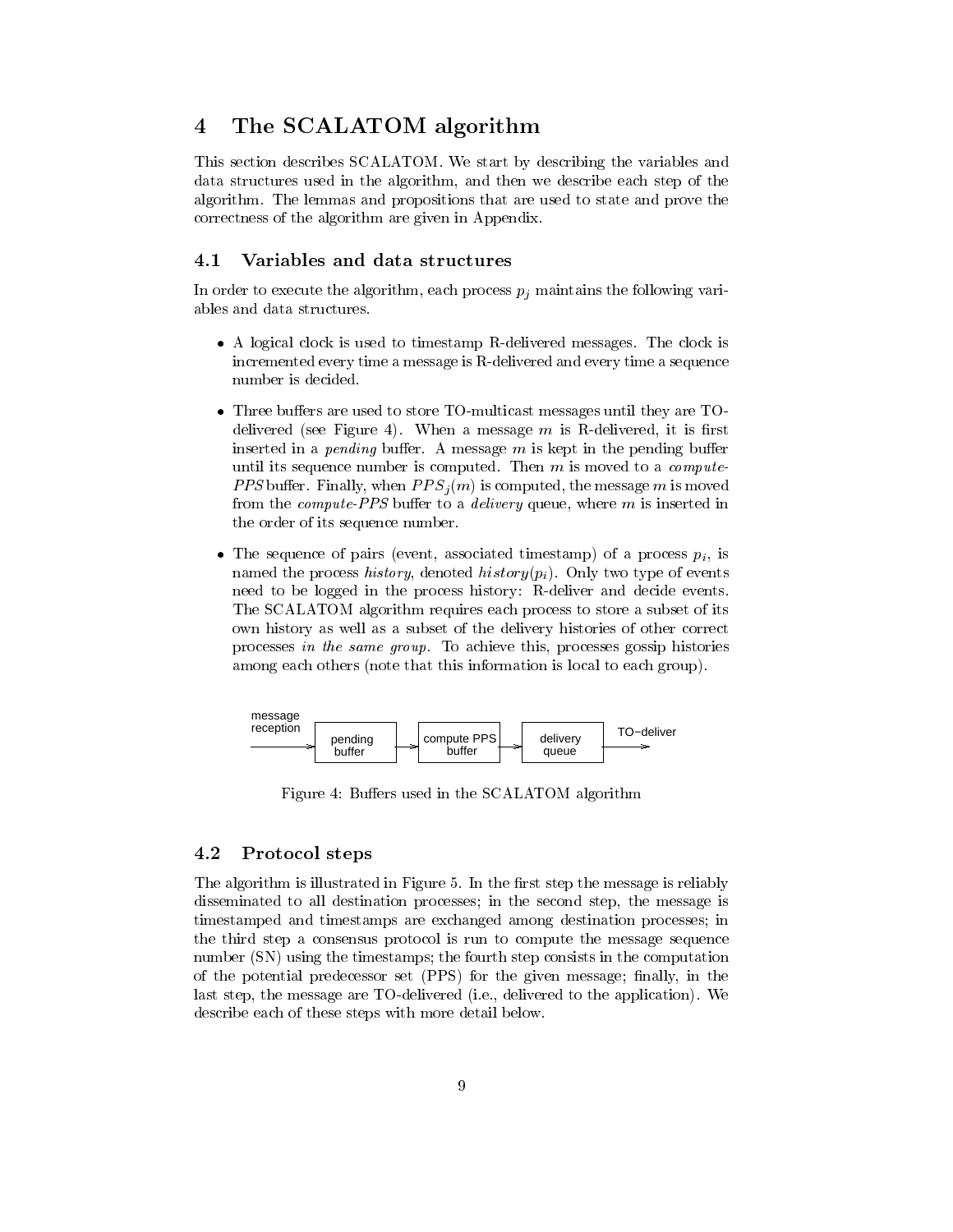# 4 The SCALATOM algorithm

This section describes SCALATOM. We start by describing the variables and data structures used in the algorithm, and then we describe each step of the algorithm. The lemmas and propositions that are used to state and prove the correctness of the algorithm are given in Appendix.

## 4.1 Variables and data structures

In order to execute the algorithm, each process $p_j$ maintains the following variables and data structures.

- A logical clock is used to timestamp R-delivered messages. The clock is incremented every time a message is R-delivered and every time a sequence number is decided.
- Three buffers are used to store TO-multicast messages until they are TO-delivered (see Figure 4). When a message $m$ is R-delivered, it is first inserted in a *pending* buffer. A message $m$ is kept in the pending buffer until its sequence number is computed. Then $m$ is moved to a *compute-PPS* buffer. Finally, when $PPS_j(m)$ is computed, the message $m$ is moved from the *compute-PPS* buffer to a *delivery* queue, where $m$ is inserted in the order of its sequence number.
- The sequence of pairs (event, associated timestamp) of a process $p_i$, is named the process *history*, denoted $history(p_i)$. Only two type of events need to be logged in the process history: R-deliver and decide events. The SCALATOM algorithm requires each process to store a subset of its own history as well as a subset of the delivery histories of other correct processes *in the same group*. To achieve this, processes gossip histories among each others (note that this information is local to each group).

message reception → pending buffer → compute PPS buffer → delivery queue → TO−deliver

Figure 4: Buffers used in the SCALATOM algorithm

## 4.2 Protocol steps

The algorithm is illustrated in Figure 5. In the first step the message is reliably disseminated to all destination processes; in the second step, the message is timestamped and timestamps are exchanged among destination processes; in the third step a consensus protocol is run to compute the message sequence number (SN) using the timestamps; the fourth step consists in the computation of the potential predecessor set (PPS) for the given message; finally, in the last step, the message are TO-delivered (i.e., delivered to the application). We describe each of these steps with more detail below.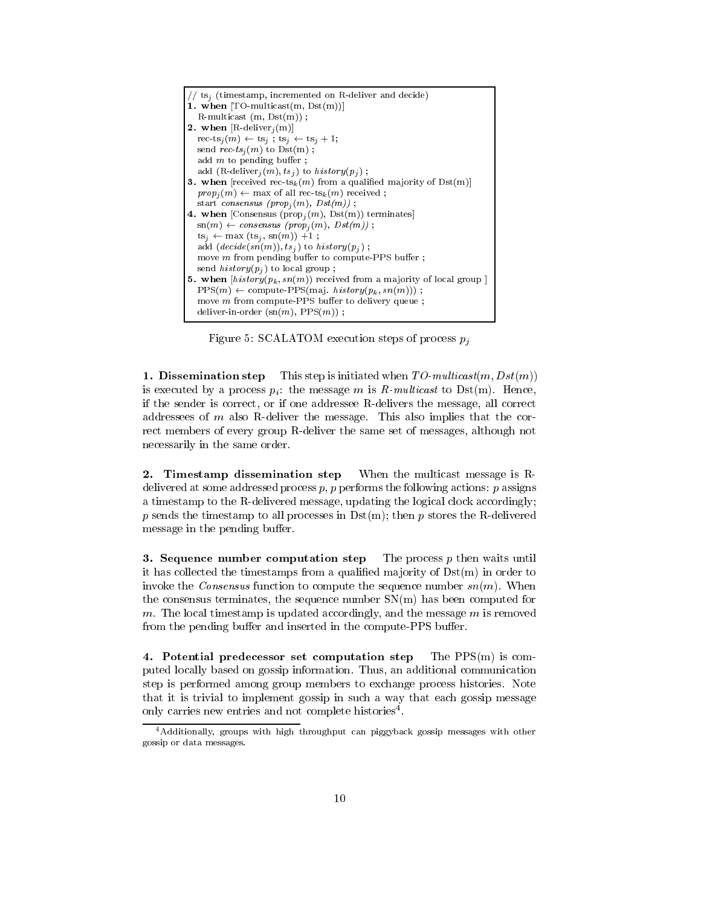```
// ts_j (timestamp, incremented on R-deliver and decide)
1. when [TO-multicast(m, Dst(m))]
   R-multicast (m, Dst(m)) ;
2. when [R-deliver_j(m)]
   rec-ts_j(m) ← ts_j ; ts_j ← ts_j + 1;
   send rec-ts_j(m) to Dst(m) ;
   add m to pending buffer ;
   add (R-deliver_j(m), ts_j) to history(p_j) ;
3. when [received rec-ts_k(m) from a qualified majority of Dst(m)]
   prop_j(m) ← max of all rec-ts_k(m) received ;
   start consensus (prop_j(m), Dst(m)) ;
4. when [Consensus (prop_j(m), Dst(m)) terminates]
   sn(m) ← consensus (prop_j(m), Dst(m)) ;
   ts_j ← max (ts_j, sn(m)) +1 ;
   add (decide(sn(m)), ts_j) to history(p_j) ;
   move m from pending buffer to compute-PPS buffer ;
   send history(p_j) to local group ;
5. when [history(p_k, sn(m)) received from a majority of local group ]
   PPS(m) ← compute-PPS(maj. history(p_k, sn(m))) ;
   move m from compute-PPS buffer to delivery queue ;
   deliver-in-order (sn(m), PPS(m)) ;
```

Figure 5: SCALATOM execution steps of process $p_j$

**1. Dissemination step** This step is initiated when $TO\text{-}multicast(m, Dst(m))$ is executed by a process $p_i$: the message $m$ is *R-multicast* to Dst(m). Hence, if the sender is correct, or if one addressee R-delivers the message, all correct addressees of $m$ also R-deliver the message. This also implies that the correct members of every group R-deliver the same set of messages, although not necessarily in the same order.

**2. Timestamp dissemination step** When the multicast message is R-delivered at some addressed process $p$, $p$ performs the following actions: $p$ assigns a timestamp to the R-delivered message, updating the logical clock accordingly; $p$ sends the timestamp to all processes in Dst(m); then $p$ stores the R-delivered message in the pending buffer.

**3. Sequence number computation step** The process $p$ then waits until it has collected the timestamps from a qualified majority of Dst(m) in order to invoke the *Consensus* function to compute the sequence number $sn(m)$. When the consensus terminates, the sequence number SN(m) has been computed for $m$. The local timestamp is updated accordingly, and the message $m$ is removed from the pending buffer and inserted in the compute-PPS buffer.

**4. Potential predecessor set computation step** The PPS(m) is computed locally based on gossip information. Thus, an additional communication step is performed among group members to exchange process histories. Note that it is trivial to implement gossip in such a way that each gossip message only carries new entries and not complete histories[4].

[4]Additionally, groups with high throughput can piggyback gossip messages with other gossip or data messages.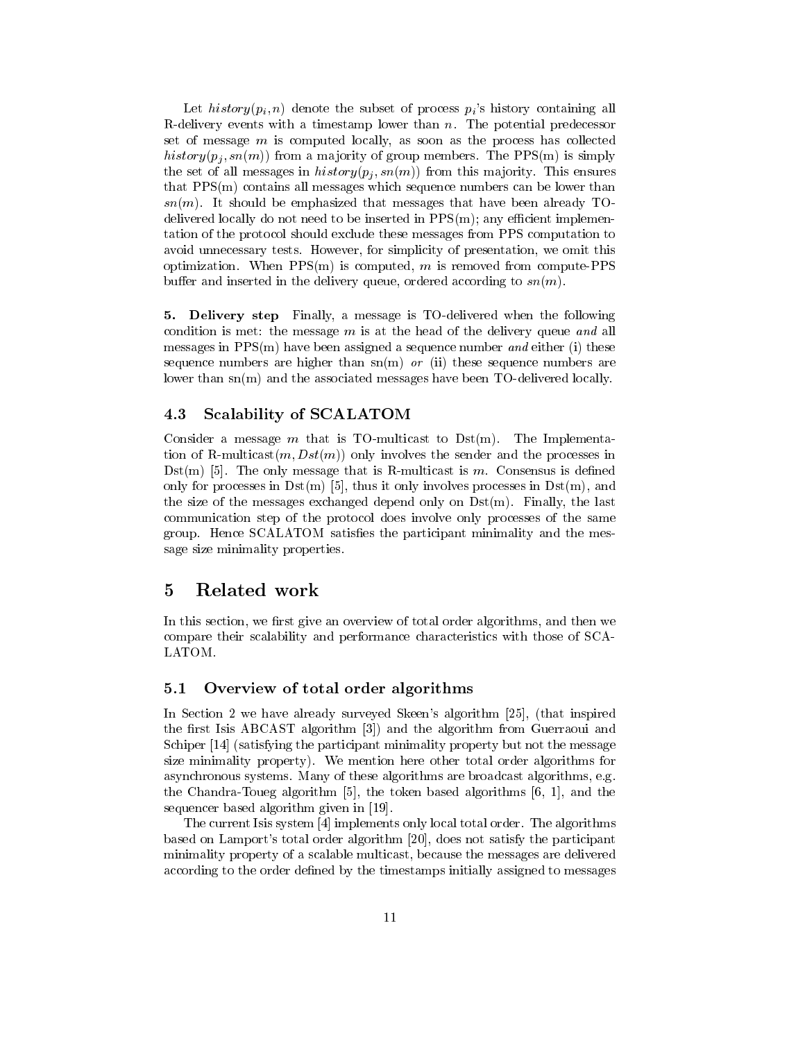Let $history(p_i, n)$ denote the subset of process $p_i$'s history containing all R-delivery events with a timestamp lower than $n$. The potential predecessor set of message $m$ is computed locally, as soon as the process has collected $history(p_j, sn(m))$ from a majority of group members. The PPS(m) is simply the set of all messages in $history(p_j, sn(m))$ from this majority. This ensures that PPS(m) contains all messages which sequence numbers can be lower than $sn(m)$. It should be emphasized that messages that have been already TO-delivered locally do not need to be inserted in PPS(m); any efficient implementation of the protocol should exclude these messages from PPS computation to avoid unnecessary tests. However, for simplicity of presentation, we omit this optimization. When PPS(m) is computed, $m$ is removed from compute-PPS buffer and inserted in the delivery queue, ordered according to $sn(m)$.

**5. Delivery step** Finally, a message is TO-delivered when the following condition is met: the message $m$ is at the head of the delivery queue *and* all messages in PPS(m) have been assigned a sequence number *and* either (i) these sequence numbers are higher than sn(m) *or* (ii) these sequence numbers are lower than sn(m) and the associated messages have been TO-delivered locally.

### 4.3 Scalability of SCALATOM

Consider a message $m$ that is TO-multicast to Dst(m). The Implementation of R-multicast$(m, Dst(m))$ only involves the sender and the processes in Dst(m) [5]. The only message that is R-multicast is $m$. Consensus is defined only for processes in Dst(m) [5], thus it only involves processes in Dst(m), and the size of the messages exchanged depend only on Dst(m). Finally, the last communication step of the protocol does involve only processes of the same group. Hence SCALATOM satisfies the participant minimality and the message size minimality properties.

## 5 Related work

In this section, we first give an overview of total order algorithms, and then we compare their scalability and performance characteristics with those of SCALATOM.

### 5.1 Overview of total order algorithms

In Section 2 we have already surveyed Skeen's algorithm [25], (that inspired the first Isis ABCAST algorithm [3]) and the algorithm from Guerraoui and Schiper [14] (satisfying the participant minimality property but not the message size minimality property). We mention here other total order algorithms for asynchronous systems. Many of these algorithms are broadcast algorithms, e.g. the Chandra-Toueg algorithm [5], the token based algorithms [6, 1], and the sequencer based algorithm given in [19].

The current Isis system [4] implements only local total order. The algorithms based on Lamport's total order algorithm [20], does not satisfy the participant minimality property of a scalable multicast, because the messages are delivered according to the order defined by the timestamps initially assigned to messages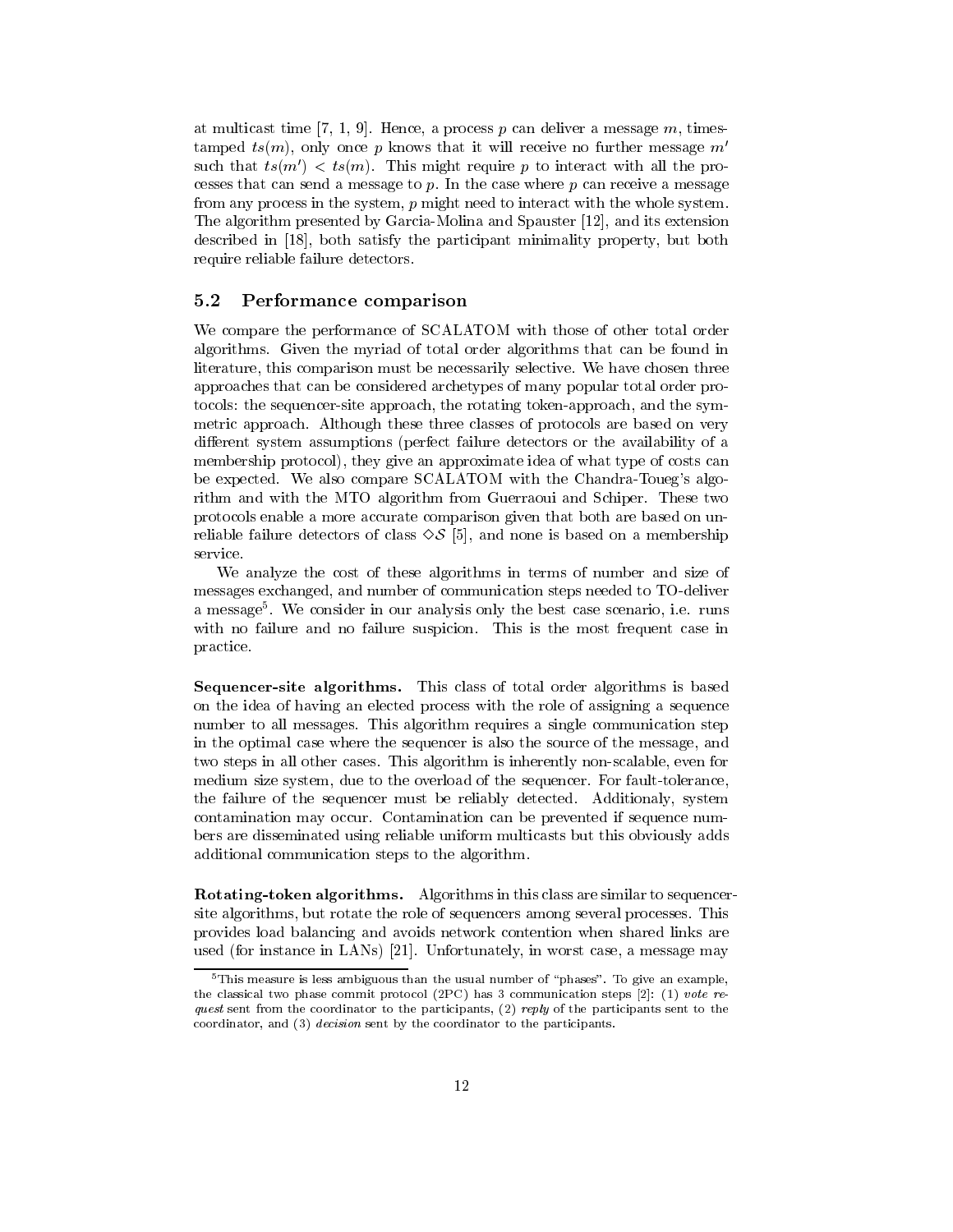at multicast time [7, 1, 9]. Hence, a process $p$ can deliver a message $m$, timestamped $ts(m)$, only once $p$ knows that it will receive no further message $m'$ such that $ts(m') < ts(m)$. This might require $p$ to interact with all the processes that can send a message to $p$. In the case where $p$ can receive a message from any process in the system, $p$ might need to interact with the whole system. The algorithm presented by Garcia-Molina and Spauster [12], and its extension described in [18], both satisfy the participant minimality property, but both require reliable failure detectors.

### 5.2 Performance comparison

We compare the performance of SCALATOM with those of other total order algorithms. Given the myriad of total order algorithms that can be found in literature, this comparison must be necessarily selective. We have chosen three approaches that can be considered archetypes of many popular total order protocols: the sequencer-site approach, the rotating token-approach, and the symmetric approach. Although these three classes of protocols are based on very different system assumptions (perfect failure detectors or the availability of a membership protocol), they give an approximate idea of what type of costs can be expected. We also compare SCALATOM with the Chandra-Toueg's algorithm and with the MTO algorithm from Guerraoui and Schiper. These two protocols enable a more accurate comparison given that both are based on unreliable failure detectors of class $\diamond\mathcal{S}$ [5], and none is based on a membership service.

We analyze the cost of these algorithms in terms of number and size of messages exchanged, and number of communication steps needed to TO-deliver a message[5]. We consider in our analysis only the best case scenario, i.e. runs with no failure and no failure suspicion. This is the most frequent case in practice.

**Sequencer-site algorithms.** This class of total order algorithms is based on the idea of having an elected process with the role of assigning a sequence number to all messages. This algorithm requires a single communication step in the optimal case where the sequencer is also the source of the message, and two steps in all other cases. This algorithm is inherently non-scalable, even for medium size system, due to the overload of the sequencer. For fault-tolerance, the failure of the sequencer must be reliably detected. Additionaly, system contamination may occur. Contamination can be prevented if sequence numbers are disseminated using reliable uniform multicasts but this obviously adds additional communication steps to the algorithm.

**Rotating-token algorithms.** Algorithms in this class are similar to sequencer-site algorithms, but rotate the role of sequencers among several processes. This provides load balancing and avoids network contention when shared links are used (for instance in LANs) [21]. Unfortunately, in worst case, a message may

[5] This measure is less ambiguous than the usual number of "phases". To give an example, the classical two phase commit protocol (2PC) has 3 communication steps [2]: (1) *vote request* sent from the coordinator to the participants, (2) *reply* of the participants sent to the coordinator, and (3) *decision* sent by the coordinator to the participants.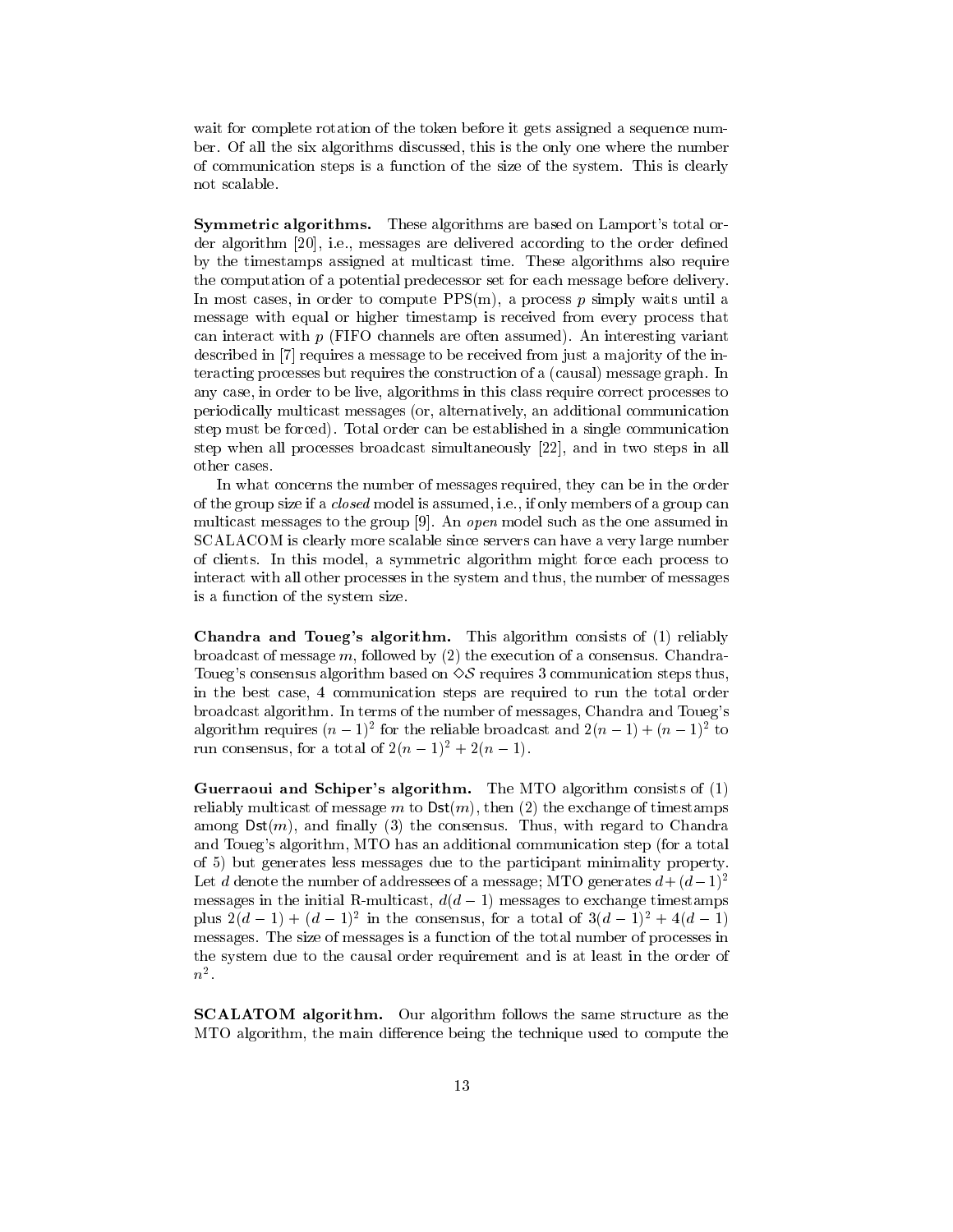wait for complete rotation of the token before it gets assigned a sequence number. Of all the six algorithms discussed, this is the only one where the number of communication steps is a function of the size of the system. This is clearly not scalable.

**Symmetric algorithms.** These algorithms are based on Lamport's total order algorithm [20], i.e., messages are delivered according to the order defined by the timestamps assigned at multicast time. These algorithms also require the computation of a potential predecessor set for each message before delivery. In most cases, in order to compute PPS(m), a process $p$ simply waits until a message with equal or higher timestamp is received from every process that can interact with $p$ (FIFO channels are often assumed). An interesting variant described in [7] requires a message to be received from just a majority of the interacting processes but requires the construction of a (causal) message graph. In any case, in order to be live, algorithms in this class require correct processes to periodically multicast messages (or, alternatively, an additional communication step must be forced). Total order can be established in a single communication step when all processes broadcast simultaneously [22], and in two steps in all other cases.

In what concerns the number of messages required, they can be in the order of the group size if a *closed* model is assumed, i.e., if only members of a group can multicast messages to the group [9]. An *open* model such as the one assumed in SCALACOM is clearly more scalable since servers can have a very large number of clients. In this model, a symmetric algorithm might force each process to interact with all other processes in the system and thus, the number of messages is a function of the system size.

**Chandra and Toueg's algorithm.** This algorithm consists of (1) reliably broadcast of message $m$, followed by (2) the execution of a consensus. Chandra-Toueg's consensus algorithm based on $\diamond\mathcal{S}$ requires 3 communication steps thus, in the best case, 4 communication steps are required to run the total order broadcast algorithm. In terms of the number of messages, Chandra and Toueg's algorithm requires $(n-1)^2$ for the reliable broadcast and $2(n-1)+(n-1)^2$ to run consensus, for a total of $2(n-1)^2+2(n-1)$.

**Guerraoui and Schiper's algorithm.** The MTO algorithm consists of (1) reliably multicast of message $m$ to $\mathsf{Dst}(m)$, then (2) the exchange of timestamps among $\mathsf{Dst}(m)$, and finally (3) the consensus. Thus, with regard to Chandra and Toueg's algorithm, MTO has an additional communication step (for a total of 5) but generates less messages due to the participant minimality property. Let $d$ denote the number of addressees of a message; MTO generates $d+(d-1)^2$ messages in the initial R-multicast, $d(d-1)$ messages to exchange timestamps plus $2(d-1)+(d-1)^2$ in the consensus, for a total of $3(d-1)^2+4(d-1)$ messages. The size of messages is a function of the total number of processes in the system due to the causal order requirement and is at least in the order of $n^2$.

**SCALATOM algorithm.** Our algorithm follows the same structure as the MTO algorithm, the main difference being the technique used to compute the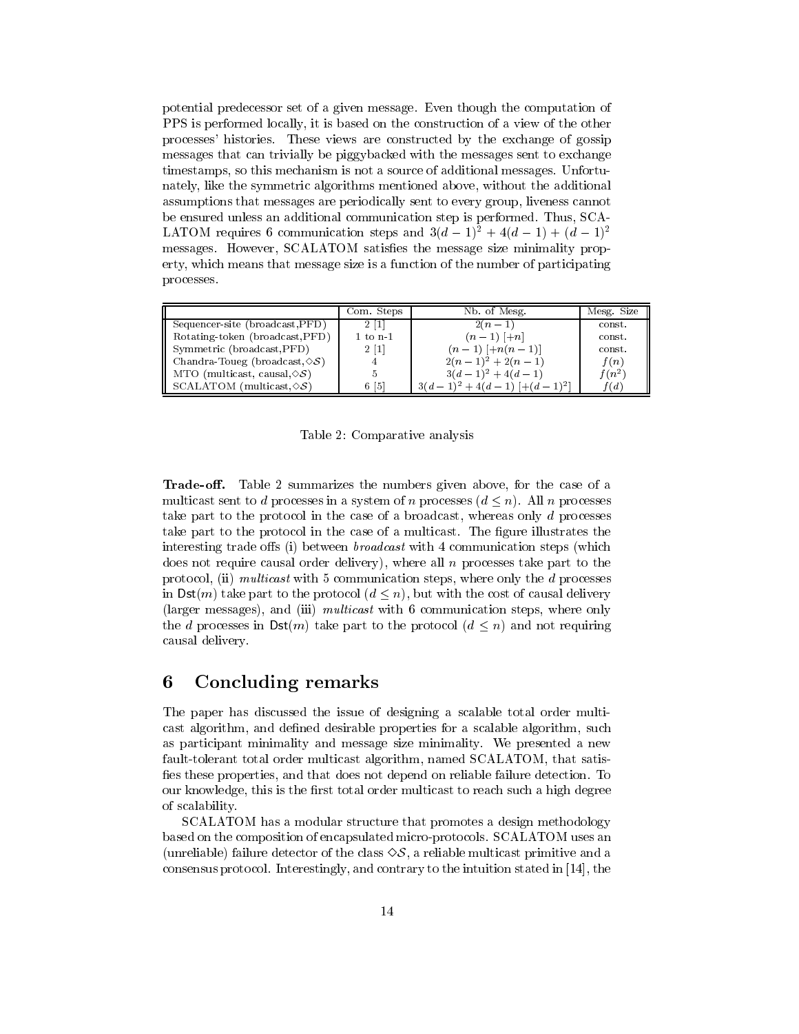potential predecessor set of a given message. Even though the computation of PPS is performed locally, it is based on the construction of a view of the other processes' histories. These views are constructed by the exchange of gossip messages that can trivially be piggybacked with the messages sent to exchange timestamps, so this mechanism is not a source of additional messages. Unfortunately, like the symmetric algorithms mentioned above, without the additional assumptions that messages are periodically sent to every group, liveness cannot be ensured unless an additional communication step is performed. Thus, SCALATOM requires 6 communication steps and $3(d-1)^2 + 4(d-1) + (d-1)^2$ messages. However, SCALATOM satisfies the message size minimality property, which means that message size is a function of the number of participating processes.

| | Com. Steps | Nb. of Mesg. | Mesg. Size |
|---|---|---|---|
| Sequencer-site (broadcast,PFD) | 2 [1] | $2(n-1)$ | const. |
| Rotating-token (broadcast,PFD) | 1 to n-1 | $(n-1)$ $[+n]$ | const. |
| Symmetric (broadcast,PFD) | 2 [1] | $(n-1)$ $[+n(n-1)]$ | const. |
| Chandra-Toueg (broadcast,$\diamond\mathcal{S}$) | 4 | $2(n-1)^2 + 2(n-1)$ | $f(n)$ |
| MTO (multicast, causal,$\diamond\mathcal{S}$) | 5 | $3(d-1)^2 + 4(d-1)$ | $f(n^2)$ |
| SCALATOM (multicast,$\diamond\mathcal{S}$) | 6 [5] | $3(d-1)^2 + 4(d-1)$ $[+(d-1)^2]$ | $f(d)$ |

Table 2: Comparative analysis

**Trade-off.** Table 2 summarizes the numbers given above, for the case of a multicast sent to $d$ processes in a system of $n$ processes ($d \leq n$). All $n$ processes take part to the protocol in the case of a broadcast, whereas only $d$ processes take part to the protocol in the case of a multicast. The figure illustrates the interesting trade offs (i) between *broadcast* with 4 communication steps (which does not require causal order delivery), where all $n$ processes take part to the protocol, (ii) *multicast* with 5 communication steps, where only the $d$ processes in $\mathsf{Dst}(m)$ take part to the protocol ($d \leq n$), but with the cost of causal delivery (larger messages), and (iii) *multicast* with 6 communication steps, where only the $d$ processes in $\mathsf{Dst}(m)$ take part to the protocol ($d \leq n$) and not requiring causal delivery.

# 6 Concluding remarks

The paper has discussed the issue of designing a scalable total order multicast algorithm, and defined desirable properties for a scalable algorithm, such as participant minimality and message size minimality. We presented a new fault-tolerant total order multicast algorithm, named SCALATOM, that satisfies these properties, and that does not depend on reliable failure detection. To our knowledge, this is the first total order multicast to reach such a high degree of scalability.

SCALATOM has a modular structure that promotes a design methodology based on the composition of encapsulated micro-protocols. SCALATOM uses an (unreliable) failure detector of the class $\diamond\mathcal{S}$, a reliable multicast primitive and a consensus protocol. Interestingly, and contrary to the intuition stated in [14], the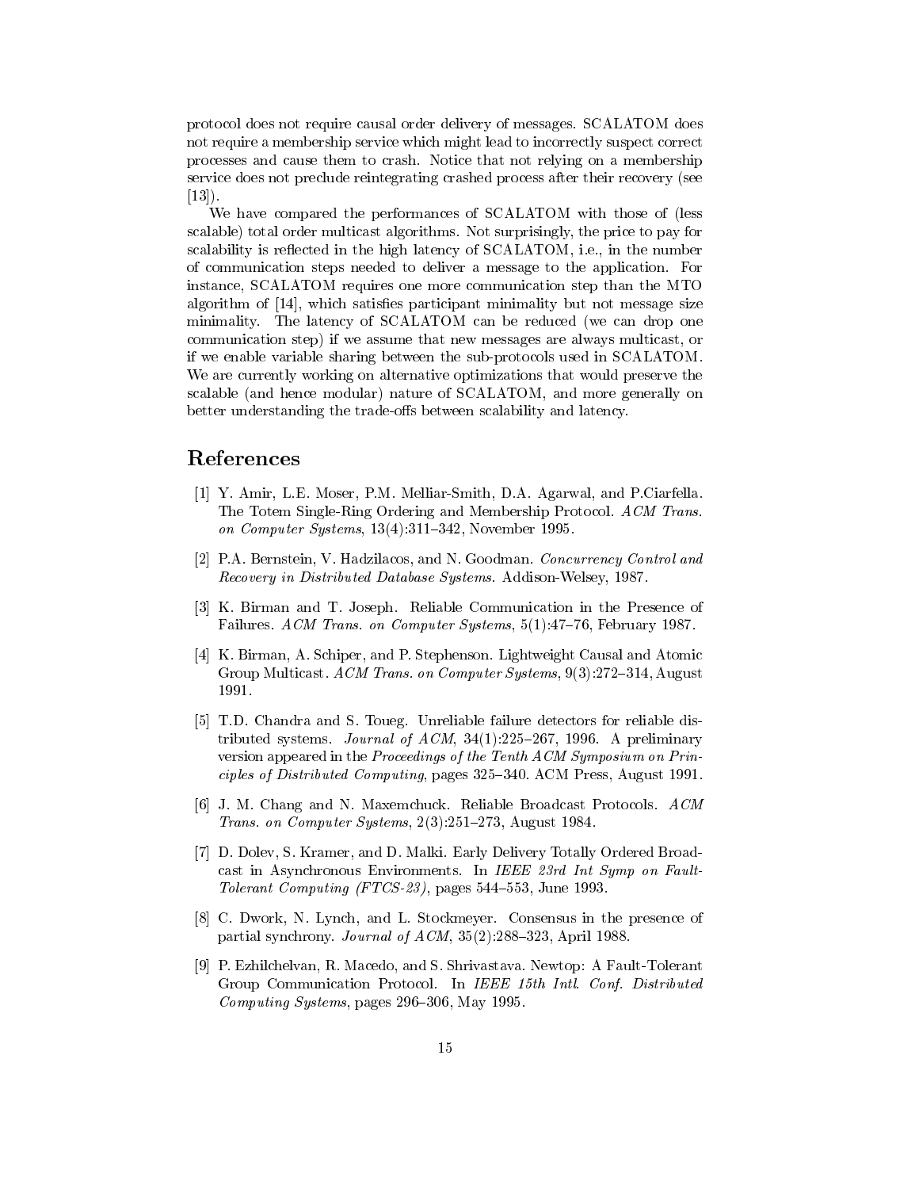protocol does not require causal order delivery of messages. SCALATOM does not require a membership service which might lead to incorrectly suspect correct processes and cause them to crash. Notice that not relying on a membership service does not preclude reintegrating crashed process after their recovery (see [13]).

We have compared the performances of SCALATOM with those of (less scalable) total order multicast algorithms. Not surprisingly, the price to pay for scalability is reflected in the high latency of SCALATOM, i.e., in the number of communication steps needed to deliver a message to the application. For instance, SCALATOM requires one more communication step than the MTO algorithm of [14], which satisfies participant minimality but not message size minimality. The latency of SCALATOM can be reduced (we can drop one communication step) if we assume that new messages are always multicast, or if we enable variable sharing between the sub-protocols used in SCALATOM. We are currently working on alternative optimizations that would preserve the scalable (and hence modular) nature of SCALATOM, and more generally on better understanding the trade-offs between scalability and latency.

## References

[1] Y. Amir, L.E. Moser, P.M. Melliar-Smith, D.A. Agarwal, and P.Ciarfella. The Totem Single-Ring Ordering and Membership Protocol. *ACM Trans. on Computer Systems*, 13(4):311–342, November 1995.

[2] P.A. Bernstein, V. Hadzilacos, and N. Goodman. *Concurrency Control and Recovery in Distributed Database Systems*. Addison-Welsey, 1987.

[3] K. Birman and T. Joseph. Reliable Communication in the Presence of Failures. *ACM Trans. on Computer Systems*, 5(1):47–76, February 1987.

[4] K. Birman, A. Schiper, and P. Stephenson. Lightweight Causal and Atomic Group Multicast. *ACM Trans. on Computer Systems*, 9(3):272–314, August 1991.

[5] T.D. Chandra and S. Toueg. Unreliable failure detectors for reliable distributed systems. *Journal of ACM*, 34(1):225–267, 1996. A preliminary version appeared in the *Proceedings of the Tenth ACM Symposium on Principles of Distributed Computing*, pages 325–340. ACM Press, August 1991.

[6] J. M. Chang and N. Maxemchuck. Reliable Broadcast Protocols. *ACM Trans. on Computer Systems*, 2(3):251–273, August 1984.

[7] D. Dolev, S. Kramer, and D. Malki. Early Delivery Totally Ordered Broadcast in Asynchronous Environments. In *IEEE 23rd Int Symp on Fault-Tolerant Computing (FTCS-23)*, pages 544–553, June 1993.

[8] C. Dwork, N. Lynch, and L. Stockmeyer. Consensus in the presence of partial synchrony. *Journal of ACM*, 35(2):288–323, April 1988.

[9] P. Ezhilchelvan, R. Macedo, and S. Shrivastava. Newtop: A Fault-Tolerant Group Communication Protocol. In *IEEE 15th Intl. Conf. Distributed Computing Systems*, pages 296–306, May 1995.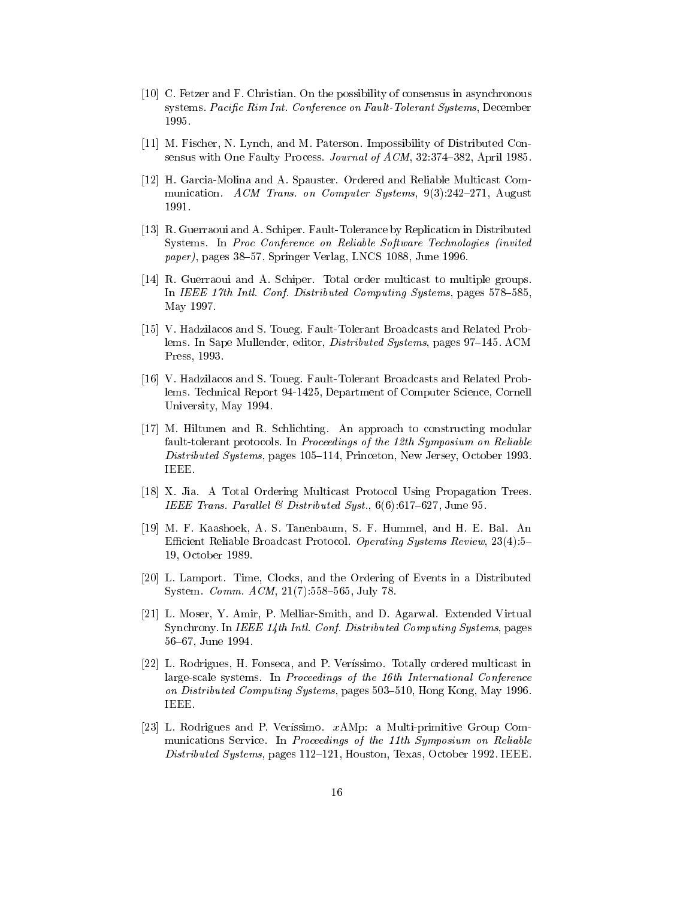[10] C. Fetzer and F. Christian. On the possibility of consensus in asynchronous systems. *Pacific Rim Int. Conference on Fault-Tolerant Systems*, December 1995.

[11] M. Fischer, N. Lynch, and M. Paterson. Impossibility of Distributed Consensus with One Faulty Process. *Journal of ACM*, 32:374–382, April 1985.

[12] H. Garcia-Molina and A. Spauster. Ordered and Reliable Multicast Communication. *ACM Trans. on Computer Systems*, 9(3):242–271, August 1991.

[13] R. Guerraoui and A. Schiper. Fault-Tolerance by Replication in Distributed Systems. In *Proc Conference on Reliable Software Technologies (invited paper)*, pages 38–57. Springer Verlag, LNCS 1088, June 1996.

[14] R. Guerraoui and A. Schiper. Total order multicast to multiple groups. In *IEEE 17th Intl. Conf. Distributed Computing Systems*, pages 578–585, May 1997.

[15] V. Hadzilacos and S. Toueg. Fault-Tolerant Broadcasts and Related Problems. In Sape Mullender, editor, *Distributed Systems*, pages 97–145. ACM Press, 1993.

[16] V. Hadzilacos and S. Toueg. Fault-Tolerant Broadcasts and Related Problems. Technical Report 94-1425, Department of Computer Science, Cornell University, May 1994.

[17] M. Hiltunen and R. Schlichting. An approach to constructing modular fault-tolerant protocols. In *Proceedings of the 12th Symposium on Reliable Distributed Systems*, pages 105–114, Princeton, New Jersey, October 1993. IEEE.

[18] X. Jia. A Total Ordering Multicast Protocol Using Propagation Trees. *IEEE Trans. Parallel & Distributed Syst.*, 6(6):617–627, June 95.

[19] M. F. Kaashoek, A. S. Tanenbaum, S. F. Hummel, and H. E. Bal. An Efficient Reliable Broadcast Protocol. *Operating Systems Review*, 23(4):5–19, October 1989.

[20] L. Lamport. Time, Clocks, and the Ordering of Events in a Distributed System. *Comm. ACM*, 21(7):558–565, July 78.

[21] L. Moser, Y. Amir, P. Melliar-Smith, and D. Agarwal. Extended Virtual Synchrony. In *IEEE 14th Intl. Conf. Distributed Computing Systems*, pages 56–67, June 1994.

[22] L. Rodrigues, H. Fonseca, and P. Veríssimo. Totally ordered multicast in large-scale systems. In *Proceedings of the 16th International Conference on Distributed Computing Systems*, pages 503–510, Hong Kong, May 1996. IEEE.

[23] L. Rodrigues and P. Veríssimo. *x*AMp: a Multi-primitive Group Communications Service. In *Proceedings of the 11th Symposium on Reliable Distributed Systems*, pages 112–121, Houston, Texas, October 1992. IEEE.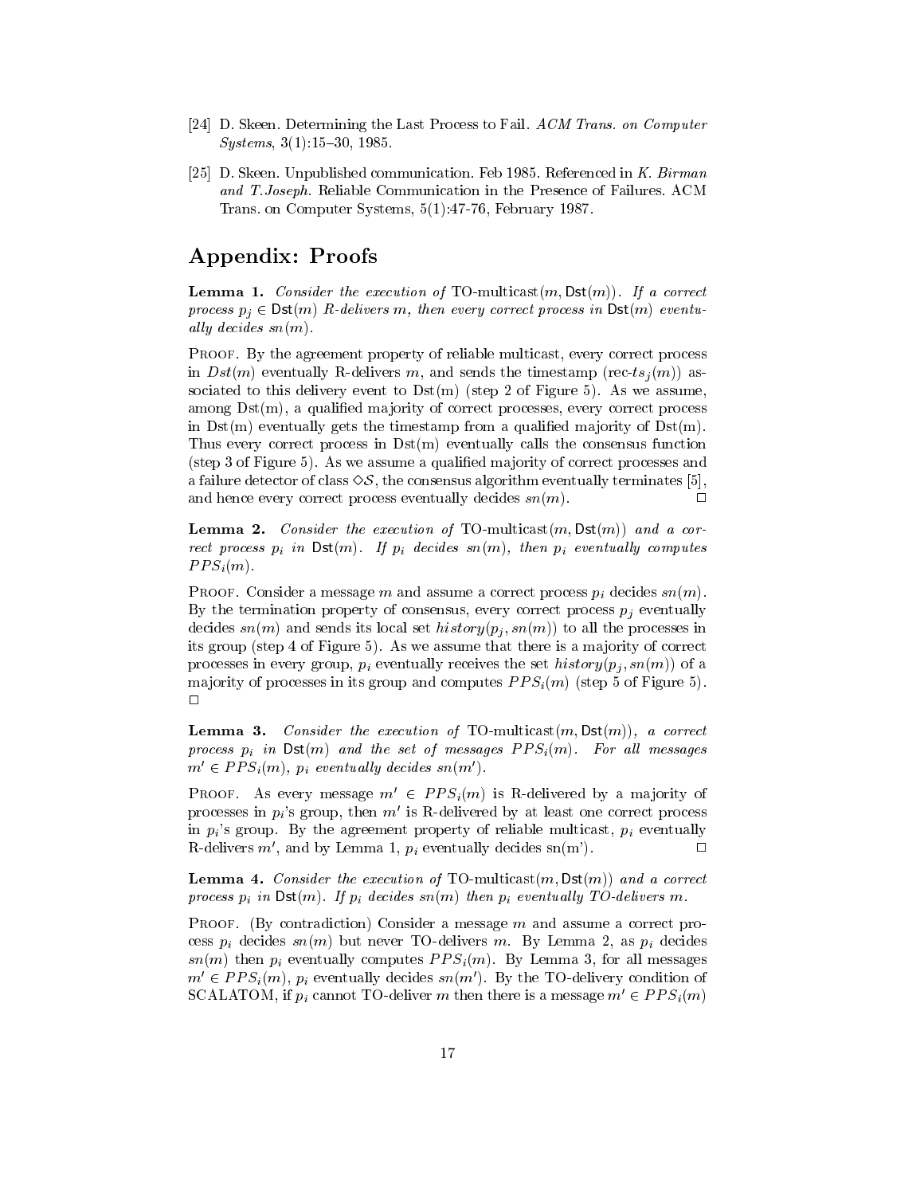[24] D. Skeen. Determining the Last Process to Fail. *ACM Trans. on Computer Systems*, 3(1):15–30, 1985.

[25] D. Skeen. Unpublished communication. Feb 1985. Referenced in *K. Birman and T.Joseph.* Reliable Communication in the Presence of Failures. ACM Trans. on Computer Systems, 5(1):47-76, February 1987.

## Appendix: Proofs

**Lemma 1.** *Consider the execution of* TO-multicast$(m, \mathsf{Dst}(m))$. *If a correct process* $p_j \in \mathsf{Dst}(m)$ *R-delivers* $m$, *then every correct process in* $\mathsf{Dst}(m)$ *eventually decides* $sn(m)$.

PROOF. By the agreement property of reliable multicast, every correct process in $Dst(m)$ eventually R-delivers $m$, and sends the timestamp (rec-$ts_j(m)$) associated to this delivery event to Dst(m) (step 2 of Figure 5). As we assume, among Dst(m), a qualified majority of correct processes, every correct process in Dst(m) eventually gets the timestamp from a qualified majority of Dst(m). Thus every correct process in Dst(m) eventually calls the consensus function (step 3 of Figure 5). As we assume a qualified majority of correct processes and a failure detector of class $\diamond\mathcal{S}$, the consensus algorithm eventually terminates [5], and hence every correct process eventually decides $sn(m)$. □

**Lemma 2.** *Consider the execution of* TO-multicast$(m, \mathsf{Dst}(m))$ *and a correct process* $p_i$ *in* $\mathsf{Dst}(m)$. *If* $p_i$ *decides* $sn(m)$, *then* $p_i$ *eventually computes* $PPS_i(m)$.

PROOF. Consider a message $m$ and assume a correct process $p_i$ decides $sn(m)$. By the termination property of consensus, every correct process $p_j$ eventually decides $sn(m)$ and sends its local set $history(p_j, sn(m))$ to all the processes in its group (step 4 of Figure 5). As we assume that there is a majority of correct processes in every group, $p_i$ eventually receives the set $history(p_j, sn(m))$ of a majority of processes in its group and computes $PPS_i(m)$ (step 5 of Figure 5). □

**Lemma 3.** *Consider the execution of* TO-multicast$(m, \mathsf{Dst}(m))$, *a correct process* $p_i$ *in* $\mathsf{Dst}(m)$ *and the set of messages* $PPS_i(m)$. *For all messages* $m' \in PPS_i(m)$, $p_i$ *eventually decides* $sn(m')$.

PROOF. As every message $m' \in PPS_i(m)$ is R-delivered by a majority of processes in $p_i$'s group, then $m'$ is R-delivered by at least one correct process in $p_i$'s group. By the agreement property of reliable multicast, $p_i$ eventually R-delivers $m'$, and by Lemma 1, $p_i$ eventually decides sn(m'). □

**Lemma 4.** *Consider the execution of* TO-multicast$(m, \mathsf{Dst}(m))$ *and a correct process* $p_i$ *in* $\mathsf{Dst}(m)$. *If* $p_i$ *decides* $sn(m)$ *then* $p_i$ *eventually TO-delivers* $m$.

PROOF. (By contradiction) Consider a message $m$ and assume a correct process $p_i$ decides $sn(m)$ but never TO-delivers $m$. By Lemma 2, as $p_i$ decides $sn(m)$ then $p_i$ eventually computes $PPS_i(m)$. By Lemma 3, for all messages $m' \in PPS_i(m)$, $p_i$ eventually decides $sn(m')$. By the TO-delivery condition of SCALATOM, if $p_i$ cannot TO-deliver $m$ then there is a message $m' \in PPS_i(m)$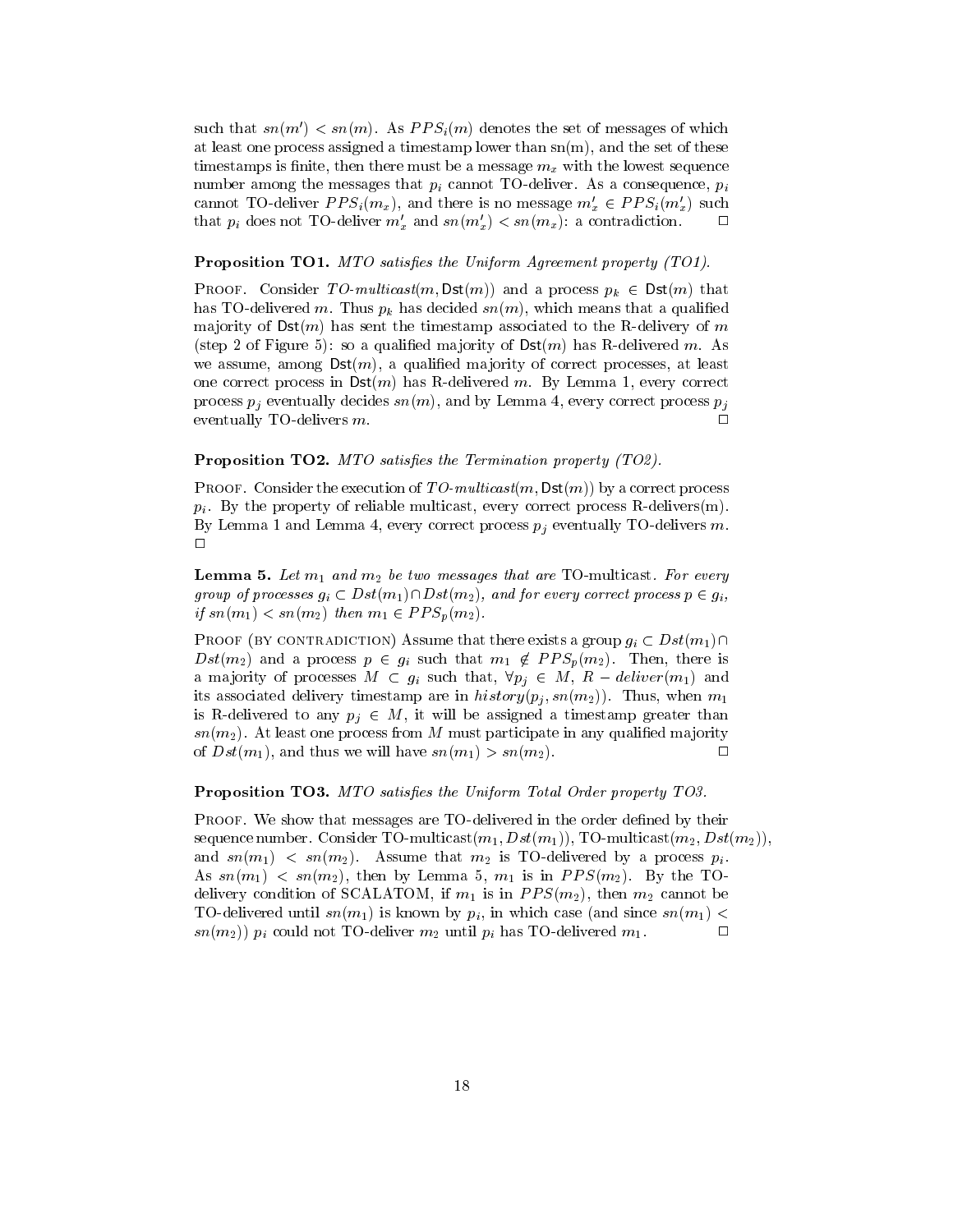such that $sn(m') < sn(m)$. As $PPS_i(m)$ denotes the set of messages of which at least one process assigned a timestamp lower than sn(m), and the set of these timestamps is finite, then there must be a message $m_x$ with the lowest sequence number among the messages that $p_i$ cannot TO-deliver. As a consequence, $p_i$ cannot TO-deliver $PPS_i(m_x)$, and there is no message $m'_x \in PPS_i(m'_x)$ such that $p_i$ does not TO-deliver $m'_x$ and $sn(m'_x) < sn(m_x)$: a contradiction. □

**Proposition TO1.** *MTO satisfies the Uniform Agreement property (TO1).*

Proof. Consider *TO-multicast*$(m, \mathsf{Dst}(m))$ and a process $p_k \in \mathsf{Dst}(m)$ that has TO-delivered $m$. Thus $p_k$ has decided $sn(m)$, which means that a qualified majority of $\mathsf{Dst}(m)$ has sent the timestamp associated to the R-delivery of $m$ (step 2 of Figure 5): so a qualified majority of $\mathsf{Dst}(m)$ has R-delivered $m$. As we assume, among $\mathsf{Dst}(m)$, a qualified majority of correct processes, at least one correct process in $\mathsf{Dst}(m)$ has R-delivered $m$. By Lemma 1, every correct process $p_j$ eventually decides $sn(m)$, and by Lemma 4, every correct process $p_j$ eventually TO-delivers $m$. □

**Proposition TO2.** *MTO satisfies the Termination property (TO2).*

Proof. Consider the execution of *TO-multicast*$(m, \mathsf{Dst}(m))$ by a correct process $p_i$. By the property of reliable multicast, every correct process R-delivers(m). By Lemma 1 and Lemma 4, every correct process $p_j$ eventually TO-delivers $m$. □

**Lemma 5.** *Let $m_1$ and $m_2$ be two messages that are* TO-multicast*. For every group of processes $g_i \subset Dst(m_1) \cap Dst(m_2)$, and for every correct process $p \in g_i$, if $sn(m_1) < sn(m_2)$ then $m_1 \in PPS_p(m_2)$.*

Proof (by contradiction) Assume that there exists a group $g_i \subset Dst(m_1) \cap Dst(m_2)$ and a process $p \in g_i$ such that $m_1 \notin PPS_p(m_2)$. Then, there is a majority of processes $M \subset g_i$ such that, $\forall p_j \in M$, $R - deliver(m_1)$ and its associated delivery timestamp are in $history(p_j, sn(m_2))$. Thus, when $m_1$ is R-delivered to any $p_j \in M$, it will be assigned a timestamp greater than $sn(m_2)$. At least one process from $M$ must participate in any qualified majority of $Dst(m_1)$, and thus we will have $sn(m_1) > sn(m_2)$. □

**Proposition TO3.** *MTO satisfies the Uniform Total Order property TO3.*

Proof. We show that messages are TO-delivered in the order defined by their sequence number. Consider TO-multicast$(m_1, Dst(m_1))$, TO-multicast$(m_2, Dst(m_2))$, and $sn(m_1) < sn(m_2)$. Assume that $m_2$ is TO-delivered by a process $p_i$. As $sn(m_1) < sn(m_2)$, then by Lemma 5, $m_1$ is in $PPS(m_2)$. By the TO-delivery condition of SCALATOM, if $m_1$ is in $PPS(m_2)$, then $m_2$ cannot be TO-delivered until $sn(m_1)$ is known by $p_i$, in which case (and since $sn(m_1) < sn(m_2)$) $p_i$ could not TO-deliver $m_2$ until $p_i$ has TO-delivered $m_1$. □